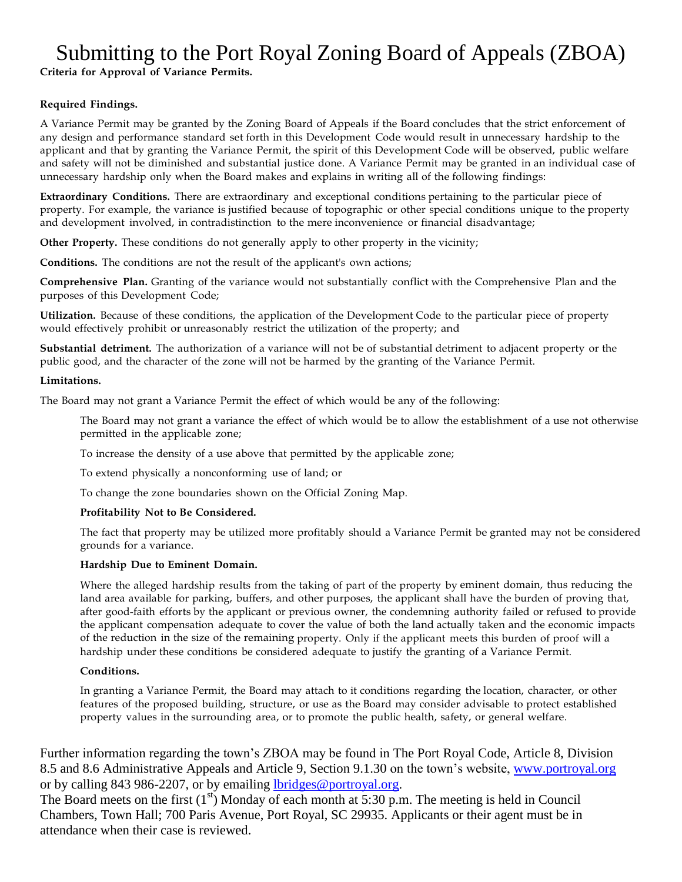# Submitting to the Port Royal Zoning Board of Appeals (ZBOA)

**Criteria for Approval of Variance Permits.**

**Required Findings.**

A Variance Permit may be granted by the Zoning Board of Appeals if the Board concludes that the strict enforcement of any design and performance standard set forth in this Development Code would result in unnecessary hardship to the applicant and that by granting the Variance Permit, the spirit of this Development Code will be observed, public welfare and safety will not be diminished and substantial justice done. A Variance Permit may be granted in an individual case of unnecessary hardship only when the Board makes and explains in writing all of the following findings:

**Extraordinary Conditions.** There are extraordinary and exceptional conditions pertaining to the particular piece of property. For example, the variance is justified because of topographic or other special conditions unique to the property and development involved, in contradistinction to the mere inconvenience or financial disadvantage;

**Other Property.** These conditions do not generally apply to other property in the vicinity;

**Conditions.** The conditions are not the result of the applicant's own actions;

**Comprehensive Plan.** Granting of the variance would not substantially conflict with the Comprehensive Plan and the purposes of this Development Code;

**Utilization.** Because of these conditions, the application of the Development Code to the particular piece of property would effectively prohibit or unreasonably restrict the utilization of the property; and

**Substantial detriment.** The authorization of a variance will not be of substantial detriment to adjacent property or the public good, and the character of the zone will not be harmed by the granting of the Variance Permit.

**Limitations.**

The Board may not grant a Variance Permit the effect of which would be any of the following:

The Board may not grant a variance the effect of which would be to allow the establishment of a use not otherwise permitted in the applicable zone;

To increase the density of a use above that permitted by the applicable zone;

To extend physically a nonconforming use of land; or

To change the zone boundaries shown on the Official Zoning Map.

**Profitability Not to Be Considered.**

The fact that property may be utilized more profitably should a Variance Permit be granted may not be considered grounds for a variance.

**Hardship Due to Eminent Domain.**

Where the alleged hardship results from the taking of part of the property by eminent domain, thus reducing the land area available for parking, buffers, and other purposes, the applicant shall have the burden of proving that, after good-faith efforts by the applicant or previous owner, the condemning authority failed or refused to provide the applicant compensation adequate to cover the value of both the land actually taken and the economic impacts of the reduction in the size of the remaining property. Only if the applicant meets this burden of proof will a hardship under these conditions be considered adequate to justify the granting of a Variance Permit.

**Conditions.**

In granting a Variance Permit, the Board may attach to it conditions regarding the location, character, or other features of the proposed building, structure, or use as the Board may consider advisable to protect established property values in the surrounding area, or to promote the public health, safety, or general welfare.

Further information regarding the town's ZBOA may be found in The Port Royal Code, Article 8, Division 8.5 and 8.6 Administrative Appeals and Article 9, Section 9.1.30 on the town's website, [www.portroyal.org](http://www.portroyal.org) or by calling 843 986-2207, or by emailing [lbridges@portroyal.org](mailto:lbridges@portroyal.org).
The Board meets on the first (1st) Monday of each month at 5:30 p.m. The meeting is held in Council Chambers, Town Hall; 700 Paris Avenue, Port Royal, SC 29935. Applicants or their agent must be in attendance when their case is reviewed.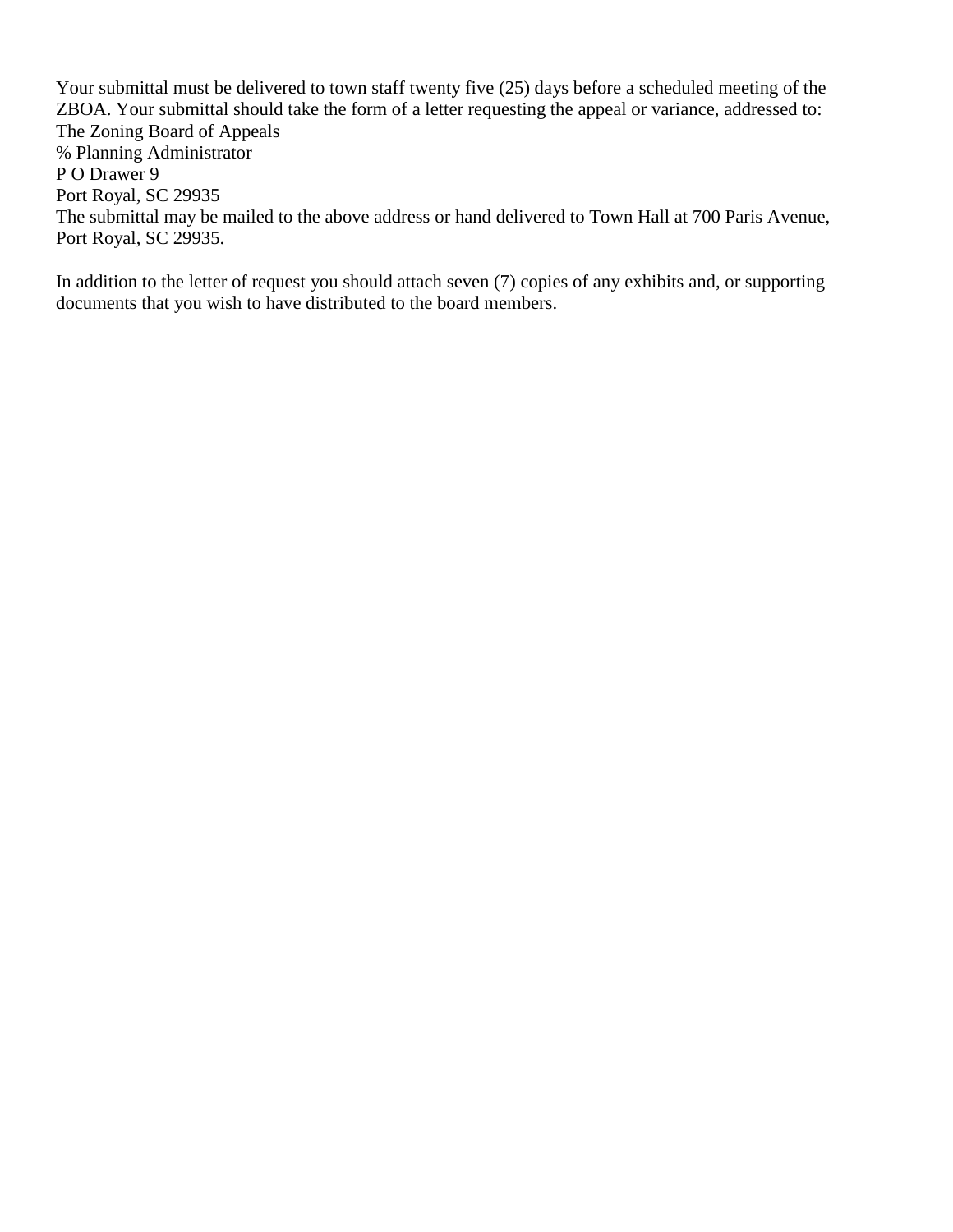Your submittal must be delivered to town staff twenty five (25) days before a scheduled meeting of the ZBOA. Your submittal should take the form of a letter requesting the appeal or variance, addressed to:

The Zoning Board of Appeals
% Planning Administrator
P O Drawer 9
Port Royal, SC 29935

The submittal may be mailed to the above address or hand delivered to Town Hall at 700 Paris Avenue, Port Royal, SC 29935.

In addition to the letter of request you should attach seven (7) copies of any exhibits and, or supporting documents that you wish to have distributed to the board members.